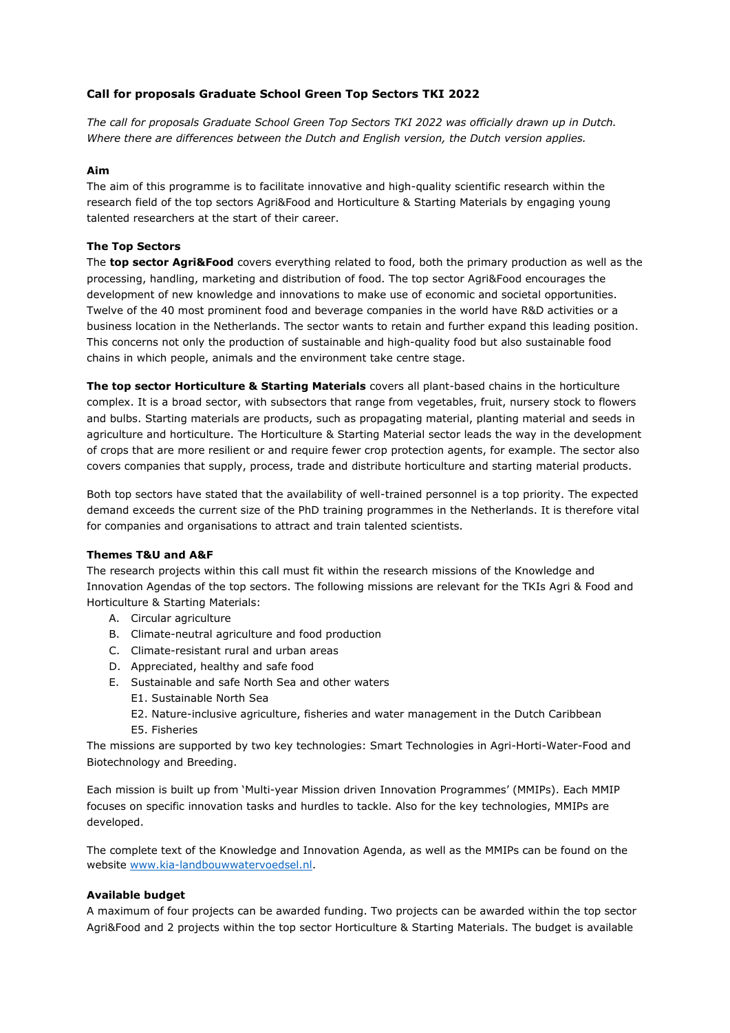# Call for proposals Graduate School Green Top Sectors TKI 2022

*The call for proposals Graduate School Green Top Sectors TKI 2022 was officially drawn up in Dutch. Where there are differences between the Dutch and English version, the Dutch version applies.*

## Aim

The aim of this programme is to facilitate innovative and high-quality scientific research within the research field of the top sectors Agri&Food and Horticulture & Starting Materials by engaging young talented researchers at the start of their career.

## The Top Sectors

The **top sector Agri&Food** covers everything related to food, both the primary production as well as the processing, handling, marketing and distribution of food. The top sector Agri&Food encourages the development of new knowledge and innovations to make use of economic and societal opportunities. Twelve of the 40 most prominent food and beverage companies in the world have R&D activities or a business location in the Netherlands. The sector wants to retain and further expand this leading position. This concerns not only the production of sustainable and high-quality food but also sustainable food chains in which people, animals and the environment take centre stage.

**The top sector Horticulture & Starting Materials** covers all plant-based chains in the horticulture complex. It is a broad sector, with subsectors that range from vegetables, fruit, nursery stock to flowers and bulbs. Starting materials are products, such as propagating material, planting material and seeds in agriculture and horticulture. The Horticulture & Starting Material sector leads the way in the development of crops that are more resilient or and require fewer crop protection agents, for example. The sector also covers companies that supply, process, trade and distribute horticulture and starting material products.

Both top sectors have stated that the availability of well-trained personnel is a top priority. The expected demand exceeds the current size of the PhD training programmes in the Netherlands. It is therefore vital for companies and organisations to attract and train talented scientists.

## Themes T&U and A&F

The research projects within this call must fit within the research missions of the Knowledge and Innovation Agendas of the top sectors. The following missions are relevant for the TKIs Agri & Food and Horticulture & Starting Materials:

A. Circular agriculture
B. Climate-neutral agriculture and food production
C. Climate-resistant rural and urban areas
D. Appreciated, healthy and safe food
E. Sustainable and safe North Sea and other waters
   - E1. Sustainable North Sea
   - E2. Nature-inclusive agriculture, fisheries and water management in the Dutch Caribbean
   - E5. Fisheries

The missions are supported by two key technologies: Smart Technologies in Agri-Horti-Water-Food and Biotechnology and Breeding.

Each mission is built up from 'Multi-year Mission driven Innovation Programmes' (MMIPs). Each MMIP focuses on specific innovation tasks and hurdles to tackle. Also for the key technologies, MMIPs are developed.

The complete text of the Knowledge and Innovation Agenda, as well as the MMIPs can be found on the website [www.kia-landbouwwatervoedsel.nl](http://www.kia-landbouwwatervoedsel.nl).

## Available budget

A maximum of four projects can be awarded funding. Two projects can be awarded within the top sector Agri&Food and 2 projects within the top sector Horticulture & Starting Materials. The budget is available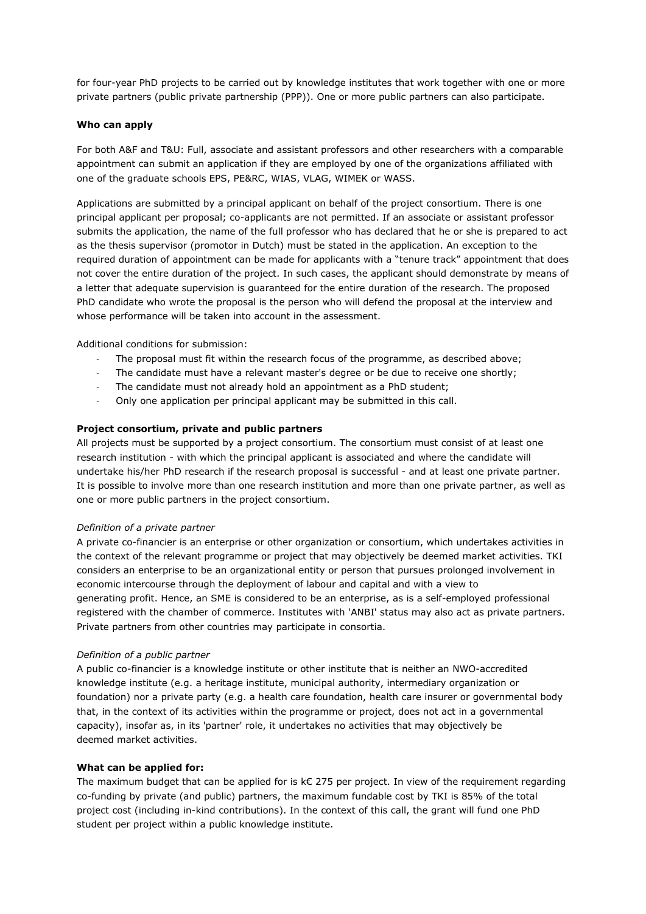for four-year PhD projects to be carried out by knowledge institutes that work together with one or more private partners (public private partnership (PPP)). One or more public partners can also participate.

**Who can apply**

For both A&F and T&U: Full, associate and assistant professors and other researchers with a comparable appointment can submit an application if they are employed by one of the organizations affiliated with one of the graduate schools EPS, PE&RC, WIAS, VLAG, WIMEK or WASS.

Applications are submitted by a principal applicant on behalf of the project consortium. There is one principal applicant per proposal; co-applicants are not permitted. If an associate or assistant professor submits the application, the name of the full professor who has declared that he or she is prepared to act as the thesis supervisor (promotor in Dutch) must be stated in the application. An exception to the required duration of appointment can be made for applicants with a "tenure track" appointment that does not cover the entire duration of the project. In such cases, the applicant should demonstrate by means of a letter that adequate supervision is guaranteed for the entire duration of the research. The proposed PhD candidate who wrote the proposal is the person who will defend the proposal at the interview and whose performance will be taken into account in the assessment.

Additional conditions for submission:

- The proposal must fit within the research focus of the programme, as described above;
- The candidate must have a relevant master's degree or be due to receive one shortly;
- The candidate must not already hold an appointment as a PhD student;
- Only one application per principal applicant may be submitted in this call.

**Project consortium, private and public partners**

All projects must be supported by a project consortium. The consortium must consist of at least one research institution - with which the principal applicant is associated and where the candidate will undertake his/her PhD research if the research proposal is successful - and at least one private partner. It is possible to involve more than one research institution and more than one private partner, as well as one or more public partners in the project consortium.

*Definition of a private partner*

A private co-financier is an enterprise or other organization or consortium, which undertakes activities in the context of the relevant programme or project that may objectively be deemed market activities. TKI considers an enterprise to be an organizational entity or person that pursues prolonged involvement in economic intercourse through the deployment of labour and capital and with a view to generating profit. Hence, an SME is considered to be an enterprise, as is a self-employed professional registered with the chamber of commerce. Institutes with 'ANBI' status may also act as private partners. Private partners from other countries may participate in consortia.

*Definition of a public partner*

A public co-financier is a knowledge institute or other institute that is neither an NWO-accredited knowledge institute (e.g. a heritage institute, municipal authority, intermediary organization or foundation) nor a private party (e.g. a health care foundation, health care insurer or governmental body that, in the context of its activities within the programme or project, does not act in a governmental capacity), insofar as, in its 'partner' role, it undertakes no activities that may objectively be deemed market activities.

**What can be applied for:**

The maximum budget that can be applied for is k€ 275 per project. In view of the requirement regarding co-funding by private (and public) partners, the maximum fundable cost by TKI is 85% of the total project cost (including in-kind contributions). In the context of this call, the grant will fund one PhD student per project within a public knowledge institute.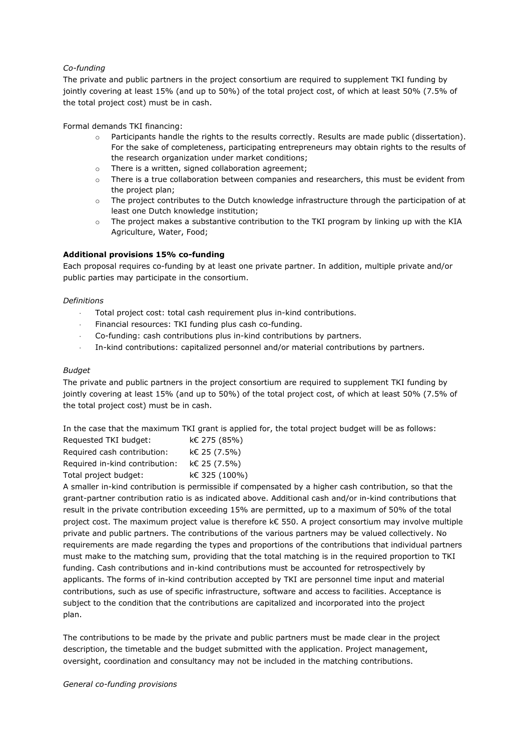*Co-funding*

The private and public partners in the project consortium are required to supplement TKI funding by jointly covering at least 15% (and up to 50%) of the total project cost, of which at least 50% (7.5% of the total project cost) must be in cash.

Formal demands TKI financing:

- Participants handle the rights to the results correctly. Results are made public (dissertation). For the sake of completeness, participating entrepreneurs may obtain rights to the results of the research organization under market conditions;
- There is a written, signed collaboration agreement;
- There is a true collaboration between companies and researchers, this must be evident from the project plan;
- The project contributes to the Dutch knowledge infrastructure through the participation of at least one Dutch knowledge institution;
- The project makes a substantive contribution to the TKI program by linking up with the KIA Agriculture, Water, Food;

**Additional provisions 15% co-funding**

Each proposal requires co-funding by at least one private partner. In addition, multiple private and/or public parties may participate in the consortium.

*Definitions*

- Total project cost: total cash requirement plus in-kind contributions.
- Financial resources: TKI funding plus cash co-funding.
- Co-funding: cash contributions plus in-kind contributions by partners.
- In-kind contributions: capitalized personnel and/or material contributions by partners.

*Budget*

The private and public partners in the project consortium are required to supplement TKI funding by jointly covering at least 15% (and up to 50%) of the total project cost, of which at least 50% (7.5% of the total project cost) must be in cash.

In the case that the maximum TKI grant is applied for, the total project budget will be as follows:

| | |
|---|---|
| Requested TKI budget: | k€ 275 (85%) |
| Required cash contribution: | k€ 25 (7.5%) |
| Required in-kind contribution: | k€ 25 (7.5%) |
| Total project budget: | k€ 325 (100%) |

A smaller in-kind contribution is permissible if compensated by a higher cash contribution, so that the grant-partner contribution ratio is as indicated above. Additional cash and/or in-kind contributions that result in the private contribution exceeding 15% are permitted, up to a maximum of 50% of the total project cost. The maximum project value is therefore k€ 550. A project consortium may involve multiple private and public partners. The contributions of the various partners may be valued collectively. No requirements are made regarding the types and proportions of the contributions that individual partners must make to the matching sum, providing that the total matching is in the required proportion to TKI funding. Cash contributions and in-kind contributions must be accounted for retrospectively by applicants. The forms of in-kind contribution accepted by TKI are personnel time input and material contributions, such as use of specific infrastructure, software and access to facilities. Acceptance is subject to the condition that the contributions are capitalized and incorporated into the project plan.

The contributions to be made by the private and public partners must be made clear in the project description, the timetable and the budget submitted with the application. Project management, oversight, coordination and consultancy may not be included in the matching contributions.

*General co-funding provisions*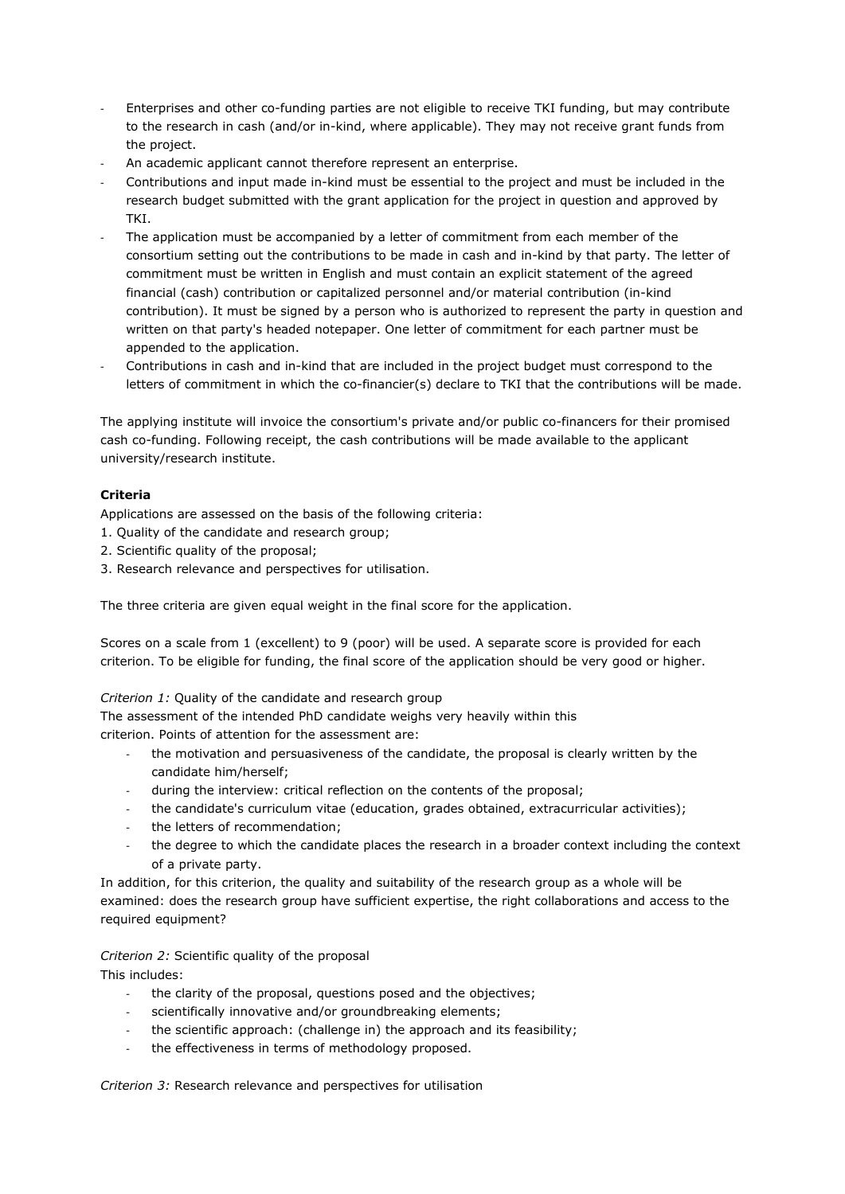- Enterprises and other co-funding parties are not eligible to receive TKI funding, but may contribute to the research in cash (and/or in-kind, where applicable). They may not receive grant funds from the project.
- An academic applicant cannot therefore represent an enterprise.
- Contributions and input made in-kind must be essential to the project and must be included in the research budget submitted with the grant application for the project in question and approved by TKI.
- The application must be accompanied by a letter of commitment from each member of the consortium setting out the contributions to be made in cash and in-kind by that party. The letter of commitment must be written in English and must contain an explicit statement of the agreed financial (cash) contribution or capitalized personnel and/or material contribution (in-kind contribution). It must be signed by a person who is authorized to represent the party in question and written on that party's headed notepaper. One letter of commitment for each partner must be appended to the application.
- Contributions in cash and in-kind that are included in the project budget must correspond to the letters of commitment in which the co-financier(s) declare to TKI that the contributions will be made.

The applying institute will invoice the consortium's private and/or public co-financers for their promised cash co-funding. Following receipt, the cash contributions will be made available to the applicant university/research institute.

**Criteria**

Applications are assessed on the basis of the following criteria:

1. Quality of the candidate and research group;
2. Scientific quality of the proposal;
3. Research relevance and perspectives for utilisation.

The three criteria are given equal weight in the final score for the application.

Scores on a scale from 1 (excellent) to 9 (poor) will be used. A separate score is provided for each criterion. To be eligible for funding, the final score of the application should be very good or higher.

*Criterion 1:* Quality of the candidate and research group

The assessment of the intended PhD candidate weighs very heavily within this criterion. Points of attention for the assessment are:

- the motivation and persuasiveness of the candidate, the proposal is clearly written by the candidate him/herself;
- during the interview: critical reflection on the contents of the proposal;
- the candidate's curriculum vitae (education, grades obtained, extracurricular activities);
- the letters of recommendation;
- the degree to which the candidate places the research in a broader context including the context of a private party.

In addition, for this criterion, the quality and suitability of the research group as a whole will be examined: does the research group have sufficient expertise, the right collaborations and access to the required equipment?

*Criterion 2:* Scientific quality of the proposal

This includes:

- the clarity of the proposal, questions posed and the objectives;
- scientifically innovative and/or groundbreaking elements;
- the scientific approach: (challenge in) the approach and its feasibility;
- the effectiveness in terms of methodology proposed.

*Criterion 3:* Research relevance and perspectives for utilisation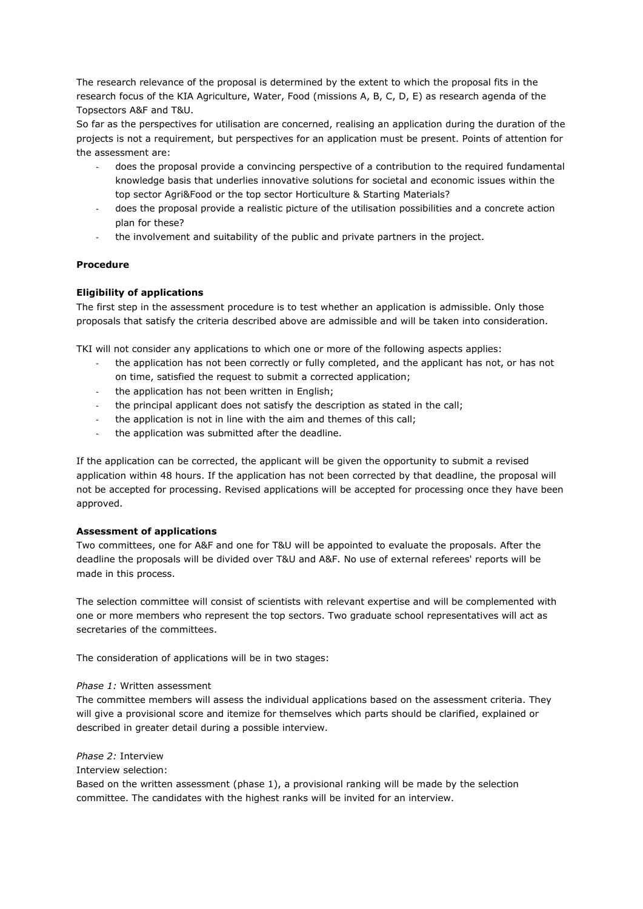The research relevance of the proposal is determined by the extent to which the proposal fits in the research focus of the KIA Agriculture, Water, Food (missions A, B, C, D, E) as research agenda of the Topsectors A&F and T&U.

So far as the perspectives for utilisation are concerned, realising an application during the duration of the projects is not a requirement, but perspectives for an application must be present. Points of attention for the assessment are:

- does the proposal provide a convincing perspective of a contribution to the required fundamental knowledge basis that underlies innovative solutions for societal and economic issues within the top sector Agri&Food or the top sector Horticulture & Starting Materials?
- does the proposal provide a realistic picture of the utilisation possibilities and a concrete action plan for these?
- the involvement and suitability of the public and private partners in the project.

**Procedure**

**Eligibility of applications**

The first step in the assessment procedure is to test whether an application is admissible. Only those proposals that satisfy the criteria described above are admissible and will be taken into consideration.

TKI will not consider any applications to which one or more of the following aspects applies:

- the application has not been correctly or fully completed, and the applicant has not, or has not on time, satisfied the request to submit a corrected application;
- the application has not been written in English;
- the principal applicant does not satisfy the description as stated in the call;
- the application is not in line with the aim and themes of this call;
- the application was submitted after the deadline.

If the application can be corrected, the applicant will be given the opportunity to submit a revised application within 48 hours. If the application has not been corrected by that deadline, the proposal will not be accepted for processing. Revised applications will be accepted for processing once they have been approved.

**Assessment of applications**

Two committees, one for A&F and one for T&U will be appointed to evaluate the proposals. After the deadline the proposals will be divided over T&U and A&F. No use of external referees' reports will be made in this process.

The selection committee will consist of scientists with relevant expertise and will be complemented with one or more members who represent the top sectors. Two graduate school representatives will act as secretaries of the committees.

The consideration of applications will be in two stages:

*Phase 1:* Written assessment

The committee members will assess the individual applications based on the assessment criteria. They will give a provisional score and itemize for themselves which parts should be clarified, explained or described in greater detail during a possible interview.

*Phase 2:* Interview

Interview selection:

Based on the written assessment (phase 1), a provisional ranking will be made by the selection committee. The candidates with the highest ranks will be invited for an interview.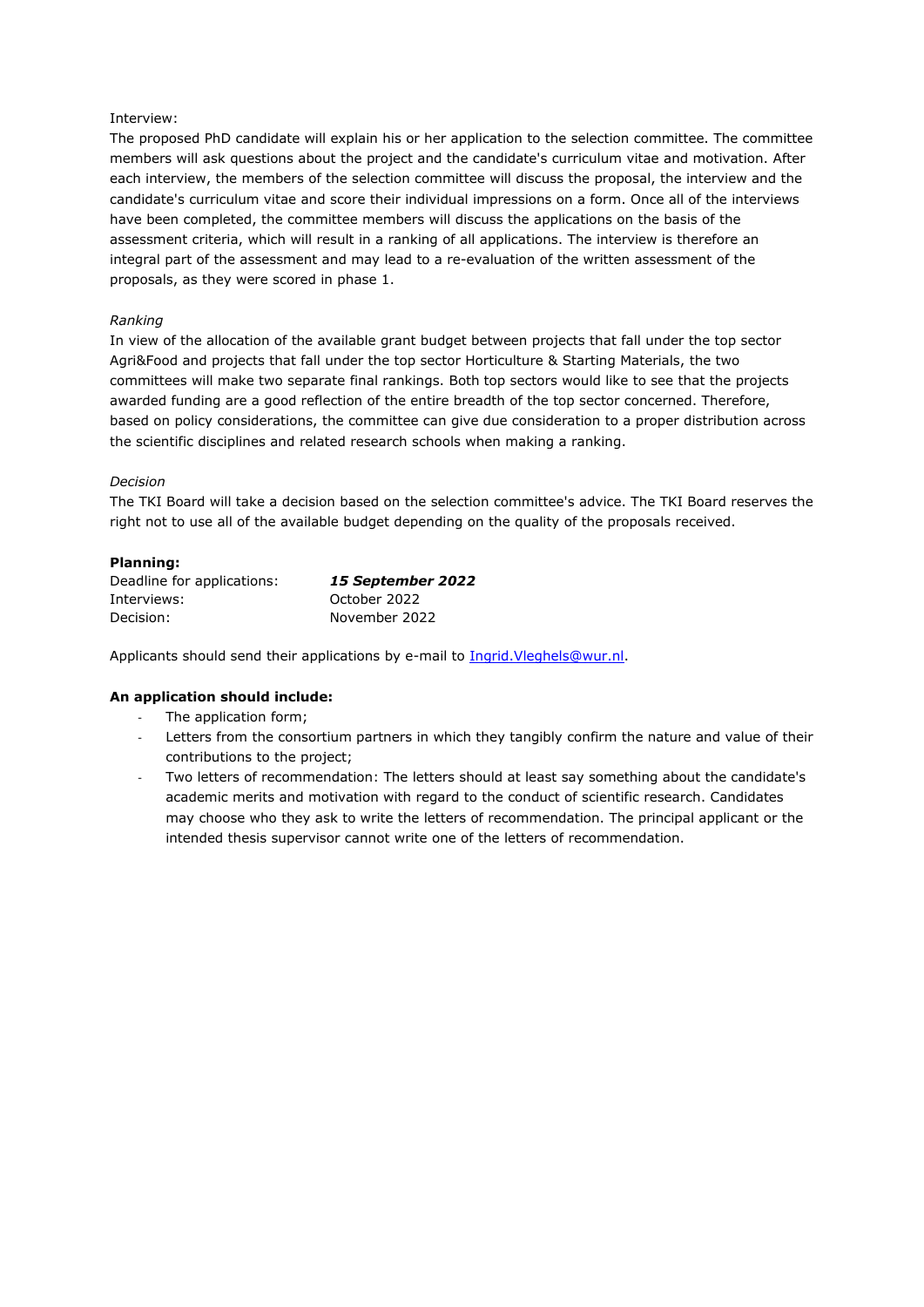Interview:

The proposed PhD candidate will explain his or her application to the selection committee. The committee members will ask questions about the project and the candidate's curriculum vitae and motivation. After each interview, the members of the selection committee will discuss the proposal, the interview and the candidate's curriculum vitae and score their individual impressions on a form. Once all of the interviews have been completed, the committee members will discuss the applications on the basis of the assessment criteria, which will result in a ranking of all applications. The interview is therefore an integral part of the assessment and may lead to a re-evaluation of the written assessment of the proposals, as they were scored in phase 1.

*Ranking*

In view of the allocation of the available grant budget between projects that fall under the top sector Agri&Food and projects that fall under the top sector Horticulture & Starting Materials, the two committees will make two separate final rankings. Both top sectors would like to see that the projects awarded funding are a good reflection of the entire breadth of the top sector concerned. Therefore, based on policy considerations, the committee can give due consideration to a proper distribution across the scientific disciplines and related research schools when making a ranking.

*Decision*

The TKI Board will take a decision based on the selection committee's advice. The TKI Board reserves the right not to use all of the available budget depending on the quality of the proposals received.

**Planning:**

| | |
|---|---|
| Deadline for applications: | ***15 September 2022*** |
| Interviews: | October 2022 |
| Decision: | November 2022 |

Applicants should send their applications by e-mail to [Ingrid.Vleghels@wur.nl](mailto:Ingrid.Vleghels@wur.nl).

**An application should include:**

- The application form;
- Letters from the consortium partners in which they tangibly confirm the nature and value of their contributions to the project;
- Two letters of recommendation: The letters should at least say something about the candidate's academic merits and motivation with regard to the conduct of scientific research. Candidates may choose who they ask to write the letters of recommendation. The principal applicant or the intended thesis supervisor cannot write one of the letters of recommendation.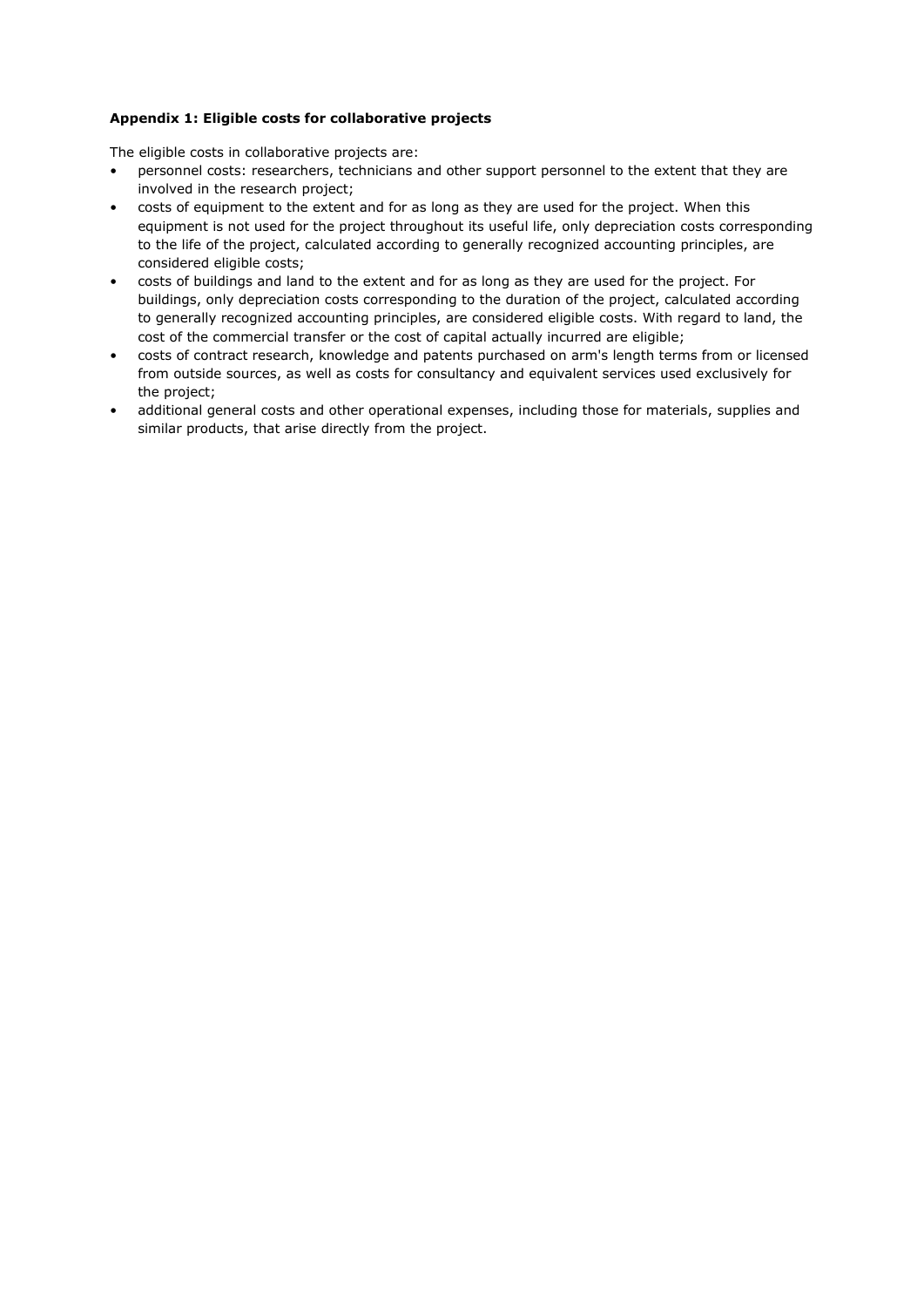**Appendix 1: Eligible costs for collaborative projects**

The eligible costs in collaborative projects are:

- personnel costs: researchers, technicians and other support personnel to the extent that they are involved in the research project;
- costs of equipment to the extent and for as long as they are used for the project. When this equipment is not used for the project throughout its useful life, only depreciation costs corresponding to the life of the project, calculated according to generally recognized accounting principles, are considered eligible costs;
- costs of buildings and land to the extent and for as long as they are used for the project. For buildings, only depreciation costs corresponding to the duration of the project, calculated according to generally recognized accounting principles, are considered eligible costs. With regard to land, the cost of the commercial transfer or the cost of capital actually incurred are eligible;
- costs of contract research, knowledge and patents purchased on arm's length terms from or licensed from outside sources, as well as costs for consultancy and equivalent services used exclusively for the project;
- additional general costs and other operational expenses, including those for materials, supplies and similar products, that arise directly from the project.